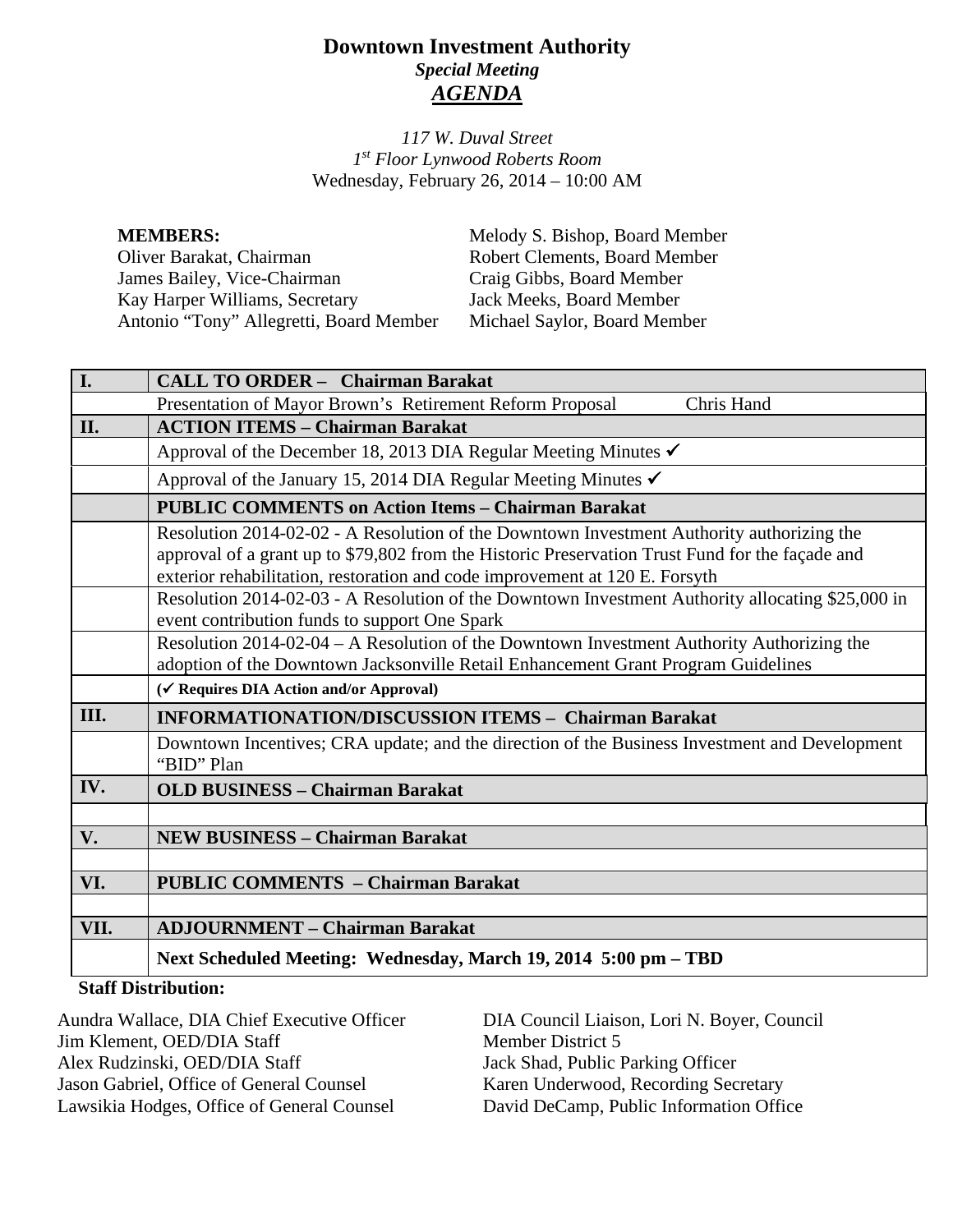# Downtown Investment Authority

***Special Meeting***

***AGENDA***

*117 W. Duval Street*
*1st Floor Lynwood Roberts Room*
Wednesday, February 26, 2014 – 10:00 AM

**MEMBERS:**
Oliver Barakat, Chairman
James Bailey, Vice-Chairman
Kay Harper Williams, Secretary
Antonio "Tony" Allegretti, Board Member
Melody S. Bishop, Board Member
Robert Clements, Board Member
Craig Gibbs, Board Member
Jack Meeks, Board Member
Michael Saylor, Board Member

| | |
|---|---|
| **I.** | **CALL TO ORDER – Chairman Barakat** |
| | Presentation of Mayor Brown's Retirement Reform Proposal Chris Hand |
| **II.** | **ACTION ITEMS – Chairman Barakat** |
| | Approval of the December 18, 2013 DIA Regular Meeting Minutes ✔ |
| | Approval of the January 15, 2014 DIA Regular Meeting Minutes ✔ |
| | **PUBLIC COMMENTS on Action Items – Chairman Barakat** |
| | Resolution 2014-02-02 - A Resolution of the Downtown Investment Authority authorizing the approval of a grant up to $79,802 from the Historic Preservation Trust Fund for the façade and exterior rehabilitation, restoration and code improvement at 120 E. Forsyth |
| | Resolution 2014-02-03 - A Resolution of the Downtown Investment Authority allocating $25,000 in event contribution funds to support One Spark |
| | Resolution 2014-02-04 – A Resolution of the Downtown Investment Authority Authorizing the adoption of the Downtown Jacksonville Retail Enhancement Grant Program Guidelines |
| | **(✔ Requires DIA Action and/or Approval)** |
| **III.** | **INFORMATIONATION/DISCUSSION ITEMS – Chairman Barakat** |
| | Downtown Incentives; CRA update; and the direction of the Business Investment and Development "BID" Plan |
| **IV.** | **OLD BUSINESS – Chairman Barakat** |
| | |
| **V.** | **NEW BUSINESS – Chairman Barakat** |
| | |
| **VI.** | **PUBLIC COMMENTS – Chairman Barakat** |
| | |
| **VII.** | **ADJOURNMENT – Chairman Barakat** |
| | **Next Scheduled Meeting: Wednesday, March 19, 2014 5:00 pm – TBD** |

**Staff Distribution:**

Aundra Wallace, DIA Chief Executive Officer
Jim Klement, OED/DIA Staff
Alex Rudzinski, OED/DIA Staff
Jason Gabriel, Office of General Counsel
Lawsikia Hodges, Office of General Counsel
DIA Council Liaison, Lori N. Boyer, Council Member District 5
Jack Shad, Public Parking Officer
Karen Underwood, Recording Secretary
David DeCamp, Public Information Office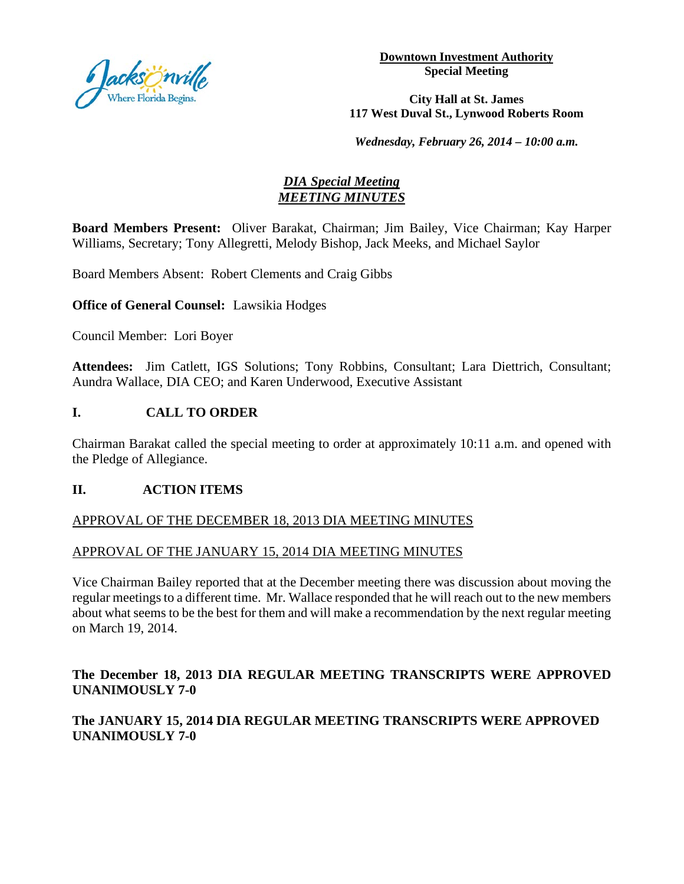**Downtown Investment Authority**
**Special Meeting**

**City Hall at St. James**
**117 West Duval St., Lynwood Roberts Room**

***Wednesday, February 26, 2014 – 10:00 a.m.***

# *DIA Special Meeting*
# *MEETING MINUTES*

**Board Members Present:** Oliver Barakat, Chairman; Jim Bailey, Vice Chairman; Kay Harper Williams, Secretary; Tony Allegretti, Melody Bishop, Jack Meeks, and Michael Saylor

Board Members Absent: Robert Clements and Craig Gibbs

**Office of General Counsel:** Lawsikia Hodges

Council Member: Lori Boyer

**Attendees:** Jim Catlett, IGS Solutions; Tony Robbins, Consultant; Lara Diettrich, Consultant; Aundra Wallace, DIA CEO; and Karen Underwood, Executive Assistant

## I. CALL TO ORDER

Chairman Barakat called the special meeting to order at approximately 10:11 a.m. and opened with the Pledge of Allegiance.

## II. ACTION ITEMS

APPROVAL OF THE DECEMBER 18, 2013 DIA MEETING MINUTES

APPROVAL OF THE JANUARY 15, 2014 DIA MEETING MINUTES

Vice Chairman Bailey reported that at the December meeting there was discussion about moving the regular meetings to a different time. Mr. Wallace responded that he will reach out to the new members about what seems to be the best for them and will make a recommendation by the next regular meeting on March 19, 2014.

**The December 18, 2013 DIA REGULAR MEETING TRANSCRIPTS WERE APPROVED UNANIMOUSLY 7-0**

**The JANUARY 15, 2014 DIA REGULAR MEETING TRANSCRIPTS WERE APPROVED UNANIMOUSLY 7-0**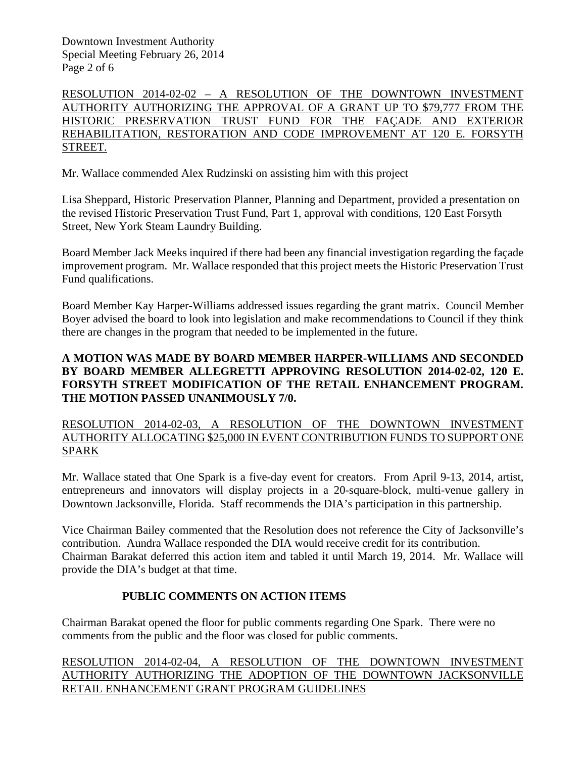RESOLUTION 2014-02-02 – A RESOLUTION OF THE DOWNTOWN INVESTMENT AUTHORITY AUTHORIZING THE APPROVAL OF A GRANT UP TO $79,777 FROM THE HISTORIC PRESERVATION TRUST FUND FOR THE FAÇADE AND EXTERIOR REHABILITATION, RESTORATION AND CODE IMPROVEMENT AT 120 E. FORSYTH STREET.

Mr. Wallace commended Alex Rudzinski on assisting him with this project

Lisa Sheppard, Historic Preservation Planner, Planning and Department, provided a presentation on the revised Historic Preservation Trust Fund, Part 1, approval with conditions, 120 East Forsyth Street, New York Steam Laundry Building.

Board Member Jack Meeks inquired if there had been any financial investigation regarding the façade improvement program. Mr. Wallace responded that this project meets the Historic Preservation Trust Fund qualifications.

Board Member Kay Harper-Williams addressed issues regarding the grant matrix. Council Member Boyer advised the board to look into legislation and make recommendations to Council if they think there are changes in the program that needed to be implemented in the future.

**A MOTION WAS MADE BY BOARD MEMBER HARPER-WILLIAMS AND SECONDED BY BOARD MEMBER ALLEGRETTI APPROVING RESOLUTION 2014-02-02, 120 E. FORSYTH STREET MODIFICATION OF THE RETAIL ENHANCEMENT PROGRAM. THE MOTION PASSED UNANIMOUSLY 7/0.**

RESOLUTION 2014-02-03, A RESOLUTION OF THE DOWNTOWN INVESTMENT AUTHORITY ALLOCATING $25,000 IN EVENT CONTRIBUTION FUNDS TO SUPPORT ONE SPARK

Mr. Wallace stated that One Spark is a five-day event for creators. From April 9-13, 2014, artist, entrepreneurs and innovators will display projects in a 20-square-block, multi-venue gallery in Downtown Jacksonville, Florida. Staff recommends the DIA's participation in this partnership.

Vice Chairman Bailey commented that the Resolution does not reference the City of Jacksonville's contribution. Aundra Wallace responded the DIA would receive credit for its contribution. Chairman Barakat deferred this action item and tabled it until March 19, 2014. Mr. Wallace will provide the DIA's budget at that time.

**PUBLIC COMMENTS ON ACTION ITEMS**

Chairman Barakat opened the floor for public comments regarding One Spark. There were no comments from the public and the floor was closed for public comments.

RESOLUTION 2014-02-04, A RESOLUTION OF THE DOWNTOWN INVESTMENT AUTHORITY AUTHORIZING THE ADOPTION OF THE DOWNTOWN JACKSONVILLE RETAIL ENHANCEMENT GRANT PROGRAM GUIDELINES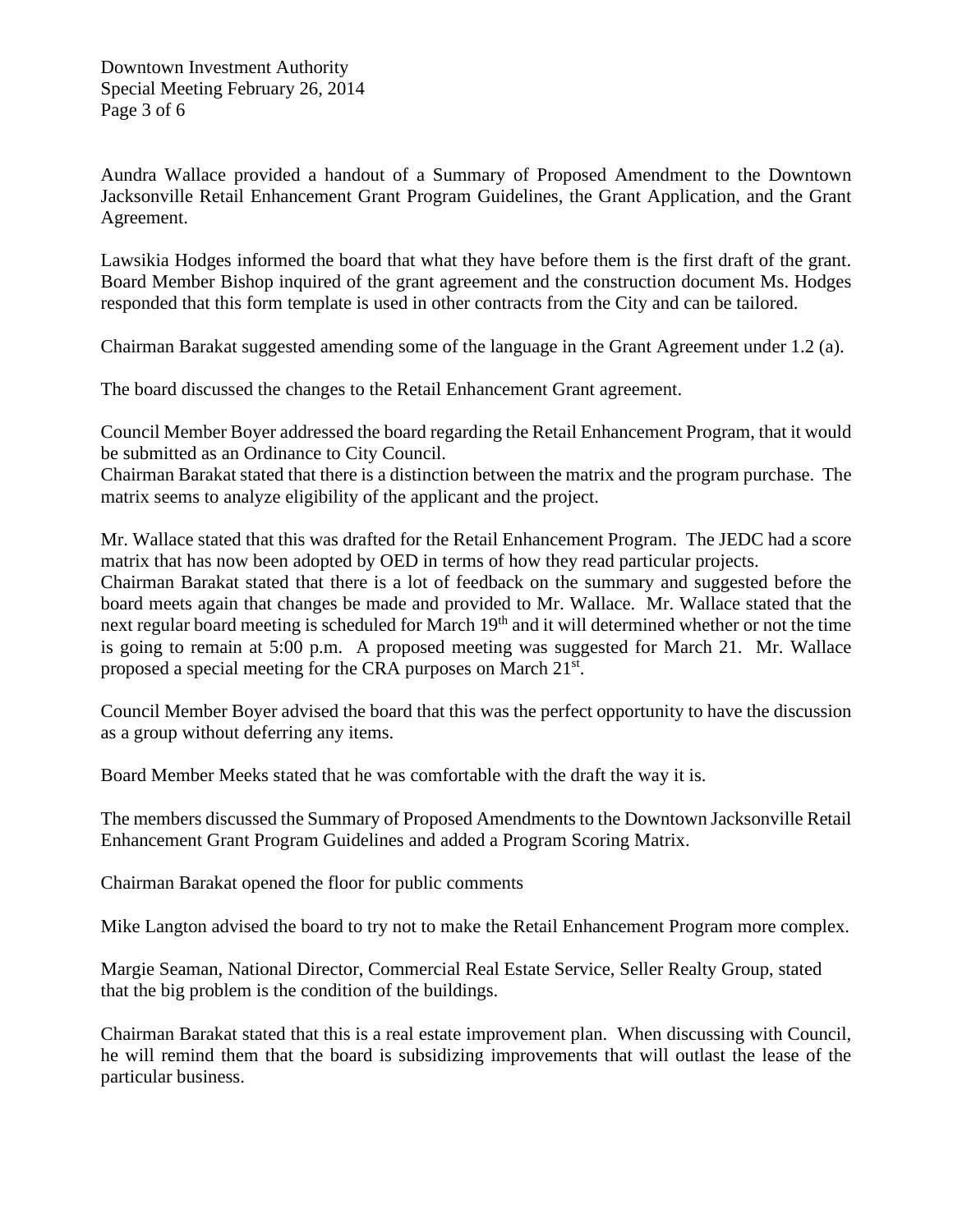Aundra Wallace provided a handout of a Summary of Proposed Amendment to the Downtown Jacksonville Retail Enhancement Grant Program Guidelines, the Grant Application, and the Grant Agreement.

Lawsikia Hodges informed the board that what they have before them is the first draft of the grant. Board Member Bishop inquired of the grant agreement and the construction document Ms. Hodges responded that this form template is used in other contracts from the City and can be tailored.

Chairman Barakat suggested amending some of the language in the Grant Agreement under 1.2 (a).

The board discussed the changes to the Retail Enhancement Grant agreement.

Council Member Boyer addressed the board regarding the Retail Enhancement Program, that it would be submitted as an Ordinance to City Council.

Chairman Barakat stated that there is a distinction between the matrix and the program purchase. The matrix seems to analyze eligibility of the applicant and the project.

Mr. Wallace stated that this was drafted for the Retail Enhancement Program. The JEDC had a score matrix that has now been adopted by OED in terms of how they read particular projects.

Chairman Barakat stated that there is a lot of feedback on the summary and suggested before the board meets again that changes be made and provided to Mr. Wallace. Mr. Wallace stated that the next regular board meeting is scheduled for March 19th and it will determined whether or not the time is going to remain at 5:00 p.m. A proposed meeting was suggested for March 21. Mr. Wallace proposed a special meeting for the CRA purposes on March 21st.

Council Member Boyer advised the board that this was the perfect opportunity to have the discussion as a group without deferring any items.

Board Member Meeks stated that he was comfortable with the draft the way it is.

The members discussed the Summary of Proposed Amendments to the Downtown Jacksonville Retail Enhancement Grant Program Guidelines and added a Program Scoring Matrix.

Chairman Barakat opened the floor for public comments

Mike Langton advised the board to try not to make the Retail Enhancement Program more complex.

Margie Seaman, National Director, Commercial Real Estate Service, Seller Realty Group, stated that the big problem is the condition of the buildings.

Chairman Barakat stated that this is a real estate improvement plan. When discussing with Council, he will remind them that the board is subsidizing improvements that will outlast the lease of the particular business.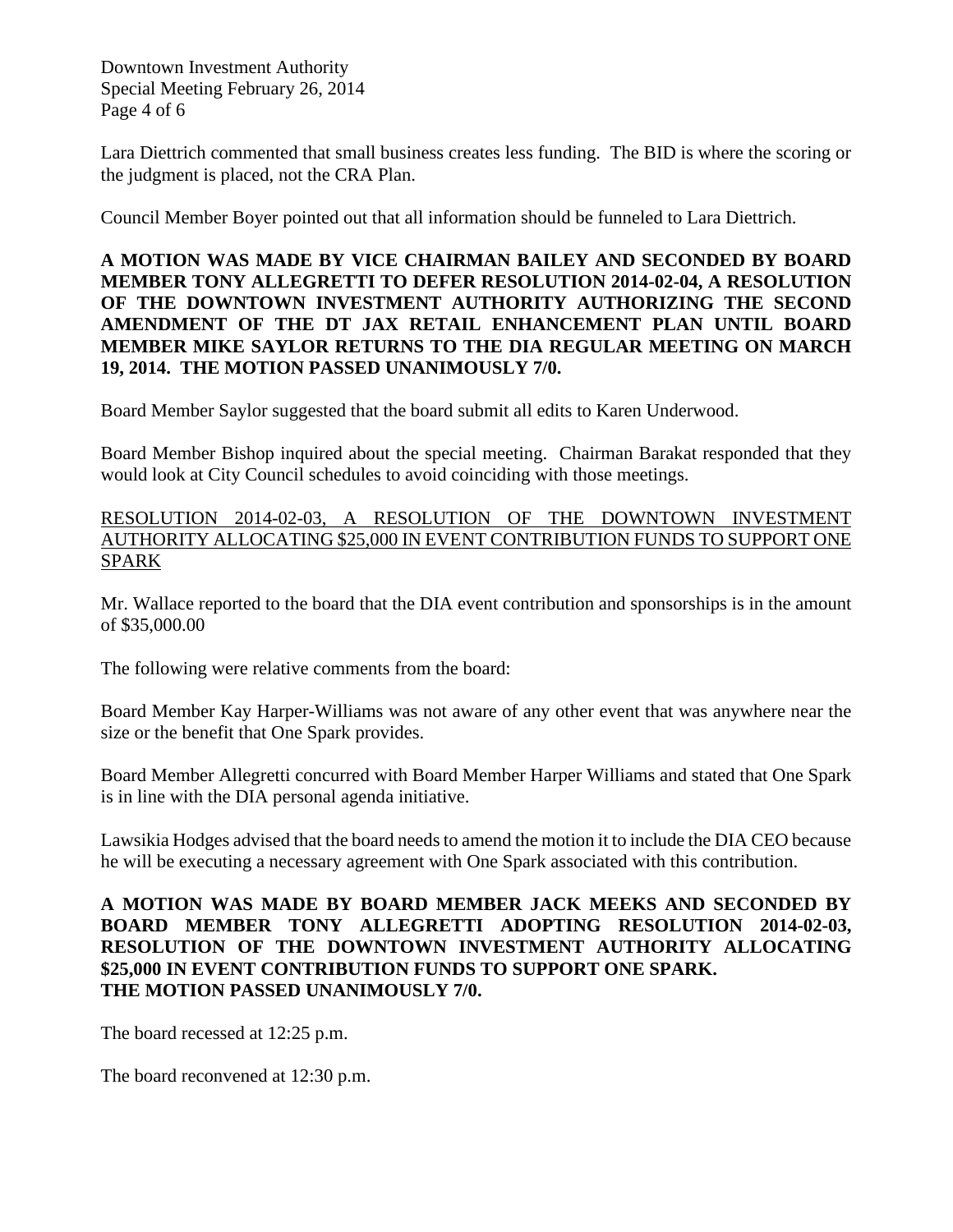Lara Diettrich commented that small business creates less funding. The BID is where the scoring or the judgment is placed, not the CRA Plan.

Council Member Boyer pointed out that all information should be funneled to Lara Diettrich.

**A MOTION WAS MADE BY VICE CHAIRMAN BAILEY AND SECONDED BY BOARD MEMBER TONY ALLEGRETTI TO DEFER RESOLUTION 2014-02-04, A RESOLUTION OF THE DOWNTOWN INVESTMENT AUTHORITY AUTHORIZING THE SECOND AMENDMENT OF THE DT JAX RETAIL ENHANCEMENT PLAN UNTIL BOARD MEMBER MIKE SAYLOR RETURNS TO THE DIA REGULAR MEETING ON MARCH 19, 2014. THE MOTION PASSED UNANIMOUSLY 7/0.**

Board Member Saylor suggested that the board submit all edits to Karen Underwood.

Board Member Bishop inquired about the special meeting. Chairman Barakat responded that they would look at City Council schedules to avoid coinciding with those meetings.

<u>RESOLUTION 2014-02-03, A RESOLUTION OF THE DOWNTOWN INVESTMENT AUTHORITY ALLOCATING $25,000 IN EVENT CONTRIBUTION FUNDS TO SUPPORT ONE SPARK</u>

Mr. Wallace reported to the board that the DIA event contribution and sponsorships is in the amount of $35,000.00

The following were relative comments from the board:

Board Member Kay Harper-Williams was not aware of any other event that was anywhere near the size or the benefit that One Spark provides.

Board Member Allegretti concurred with Board Member Harper Williams and stated that One Spark is in line with the DIA personal agenda initiative.

Lawsikia Hodges advised that the board needs to amend the motion it to include the DIA CEO because he will be executing a necessary agreement with One Spark associated with this contribution.

**A MOTION WAS MADE BY BOARD MEMBER JACK MEEKS AND SECONDED BY BOARD MEMBER TONY ALLEGRETTI ADOPTING RESOLUTION 2014-02-03, RESOLUTION OF THE DOWNTOWN INVESTMENT AUTHORITY ALLOCATING $25,000 IN EVENT CONTRIBUTION FUNDS TO SUPPORT ONE SPARK.**
**THE MOTION PASSED UNANIMOUSLY 7/0.**

The board recessed at 12:25 p.m.

The board reconvened at 12:30 p.m.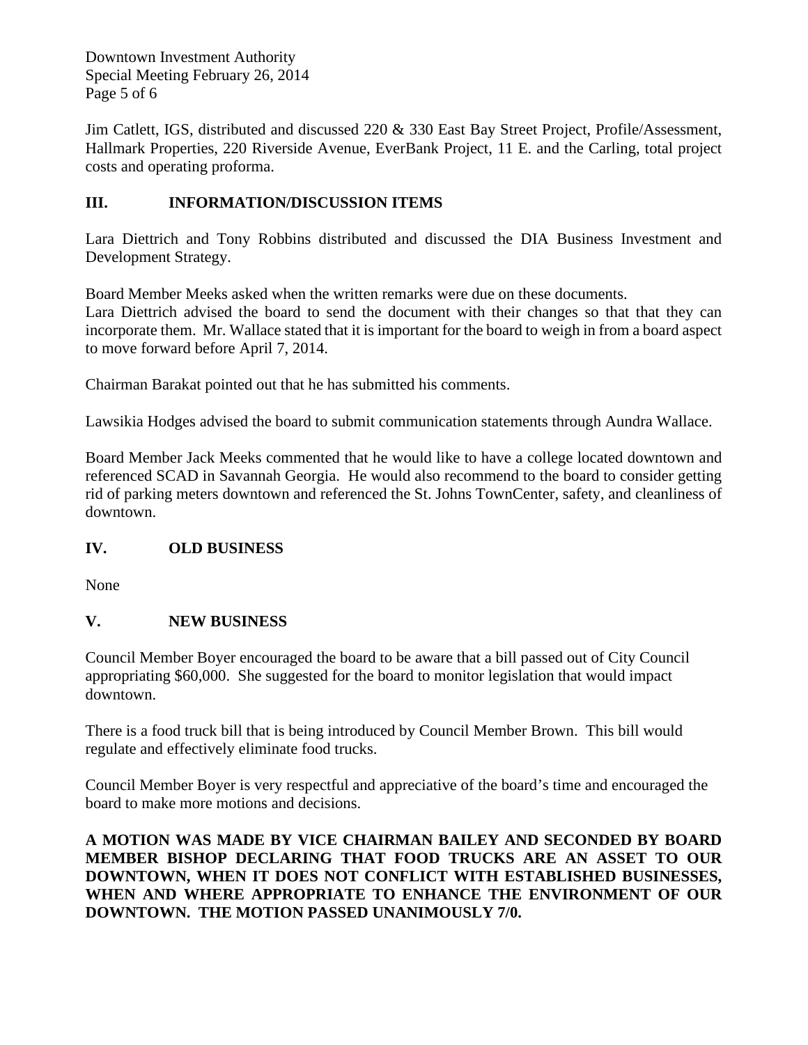Jim Catlett, IGS, distributed and discussed 220 & 330 East Bay Street Project, Profile/Assessment, Hallmark Properties, 220 Riverside Avenue, EverBank Project, 11 E. and the Carling, total project costs and operating proforma.

## III. INFORMATION/DISCUSSION ITEMS

Lara Diettrich and Tony Robbins distributed and discussed the DIA Business Investment and Development Strategy.

Board Member Meeks asked when the written remarks were due on these documents.
Lara Diettrich advised the board to send the document with their changes so that that they can incorporate them. Mr. Wallace stated that it is important for the board to weigh in from a board aspect to move forward before April 7, 2014.

Chairman Barakat pointed out that he has submitted his comments.

Lawsikia Hodges advised the board to submit communication statements through Aundra Wallace.

Board Member Jack Meeks commented that he would like to have a college located downtown and referenced SCAD in Savannah Georgia. He would also recommend to the board to consider getting rid of parking meters downtown and referenced the St. Johns TownCenter, safety, and cleanliness of downtown.

## IV. OLD BUSINESS

None

## V. NEW BUSINESS

Council Member Boyer encouraged the board to be aware that a bill passed out of City Council appropriating $60,000. She suggested for the board to monitor legislation that would impact downtown.

There is a food truck bill that is being introduced by Council Member Brown. This bill would regulate and effectively eliminate food trucks.

Council Member Boyer is very respectful and appreciative of the board's time and encouraged the board to make more motions and decisions.

**A MOTION WAS MADE BY VICE CHAIRMAN BAILEY AND SECONDED BY BOARD MEMBER BISHOP DECLARING THAT FOOD TRUCKS ARE AN ASSET TO OUR DOWNTOWN, WHEN IT DOES NOT CONFLICT WITH ESTABLISHED BUSINESSES, WHEN AND WHERE APPROPRIATE TO ENHANCE THE ENVIRONMENT OF OUR DOWNTOWN. THE MOTION PASSED UNANIMOUSLY 7/0.**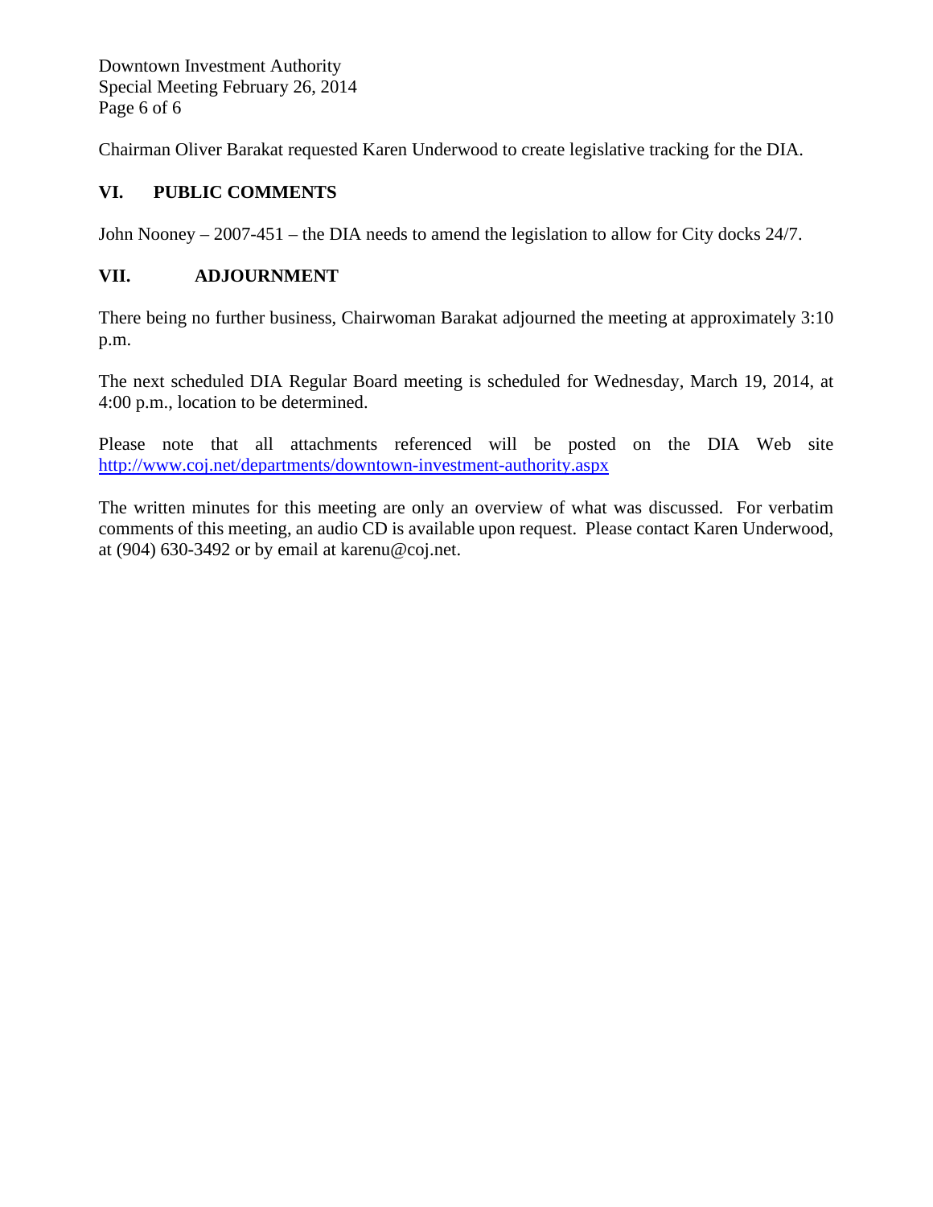Chairman Oliver Barakat requested Karen Underwood to create legislative tracking for the DIA.

## VI. PUBLIC COMMENTS

John Nooney – 2007-451 – the DIA needs to amend the legislation to allow for City docks 24/7.

## VII. ADJOURNMENT

There being no further business, Chairwoman Barakat adjourned the meeting at approximately 3:10 p.m.

The next scheduled DIA Regular Board meeting is scheduled for Wednesday, March 19, 2014, at 4:00 p.m., location to be determined.

Please note that all attachments referenced will be posted on the DIA Web site http://www.coj.net/departments/downtown-investment-authority.aspx

The written minutes for this meeting are only an overview of what was discussed. For verbatim comments of this meeting, an audio CD is available upon request. Please contact Karen Underwood, at (904) 630-3492 or by email at karenu@coj.net.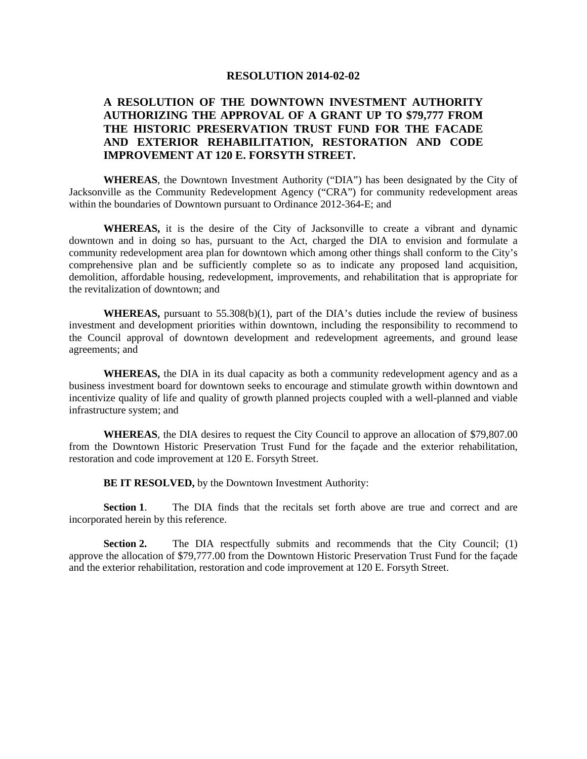# RESOLUTION 2014-02-02

## A RESOLUTION OF THE DOWNTOWN INVESTMENT AUTHORITY AUTHORIZING THE APPROVAL OF A GRANT UP TO $79,777 FROM THE HISTORIC PRESERVATION TRUST FUND FOR THE FACADE AND EXTERIOR REHABILITATION, RESTORATION AND CODE IMPROVEMENT AT 120 E. FORSYTH STREET.

**WHEREAS**, the Downtown Investment Authority ("DIA") has been designated by the City of Jacksonville as the Community Redevelopment Agency ("CRA") for community redevelopment areas within the boundaries of Downtown pursuant to Ordinance 2012-364-E; and

**WHEREAS,** it is the desire of the City of Jacksonville to create a vibrant and dynamic downtown and in doing so has, pursuant to the Act, charged the DIA to envision and formulate a community redevelopment area plan for downtown which among other things shall conform to the City's comprehensive plan and be sufficiently complete so as to indicate any proposed land acquisition, demolition, affordable housing, redevelopment, improvements, and rehabilitation that is appropriate for the revitalization of downtown; and

**WHEREAS,** pursuant to 55.308(b)(1), part of the DIA's duties include the review of business investment and development priorities within downtown, including the responsibility to recommend to the Council approval of downtown development and redevelopment agreements, and ground lease agreements; and

**WHEREAS,** the DIA in its dual capacity as both a community redevelopment agency and as a business investment board for downtown seeks to encourage and stimulate growth within downtown and incentivize quality of life and quality of growth planned projects coupled with a well-planned and viable infrastructure system; and

**WHEREAS**, the DIA desires to request the City Council to approve an allocation of $79,807.00 from the Downtown Historic Preservation Trust Fund for the façade and the exterior rehabilitation, restoration and code improvement at 120 E. Forsyth Street.

**BE IT RESOLVED,** by the Downtown Investment Authority:

**Section 1**. The DIA finds that the recitals set forth above are true and correct and are incorporated herein by this reference.

**Section 2.** The DIA respectfully submits and recommends that the City Council; (1) approve the allocation of $79,777.00 from the Downtown Historic Preservation Trust Fund for the façade and the exterior rehabilitation, restoration and code improvement at 120 E. Forsyth Street.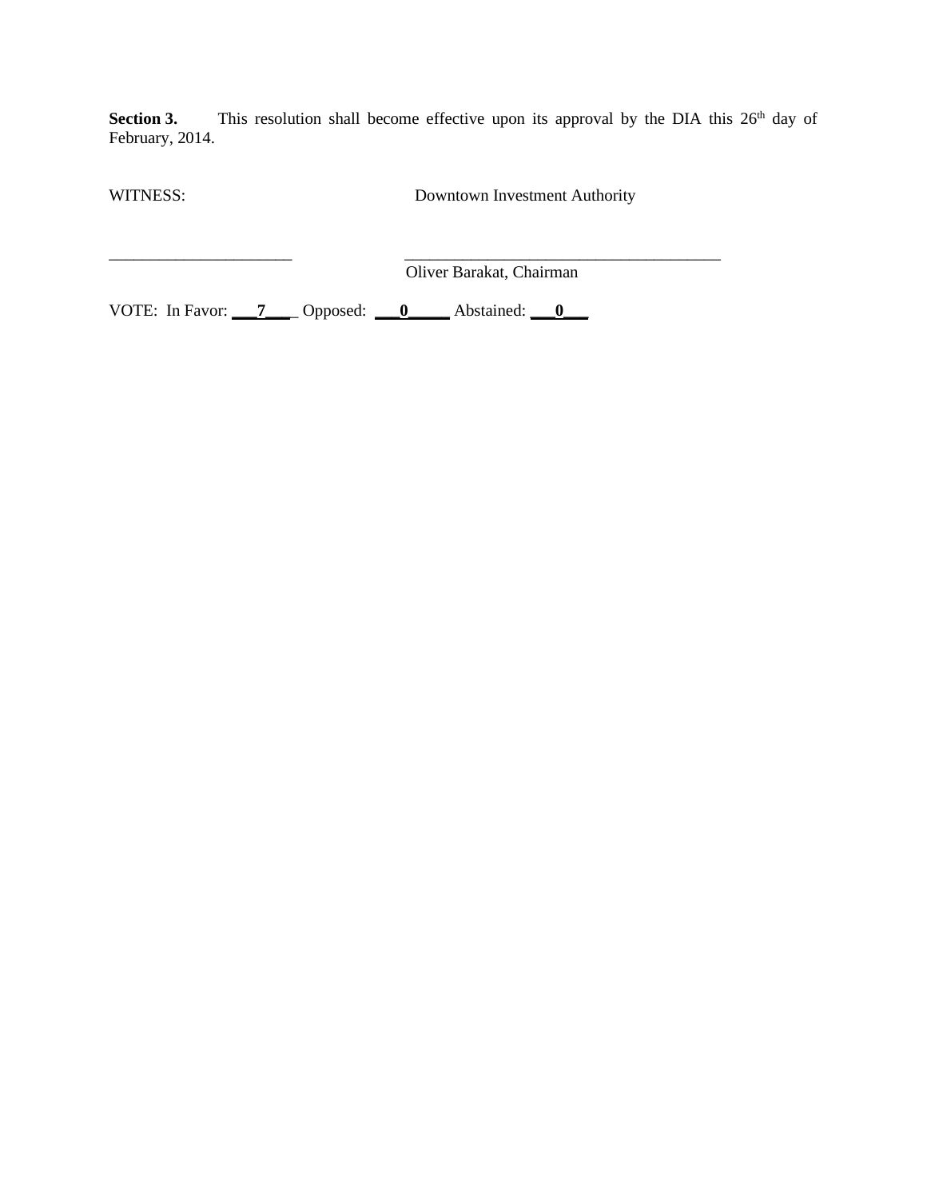**Section 3.** This resolution shall become effective upon its approval by the DIA this 26th day of February, 2014.

WITNESS: Downtown Investment Authority

______________________ ______________________________________

Oliver Barakat, Chairman

VOTE: In Favor: ___**7**___ Opposed: ___**0**_____ Abstained: ___**0**___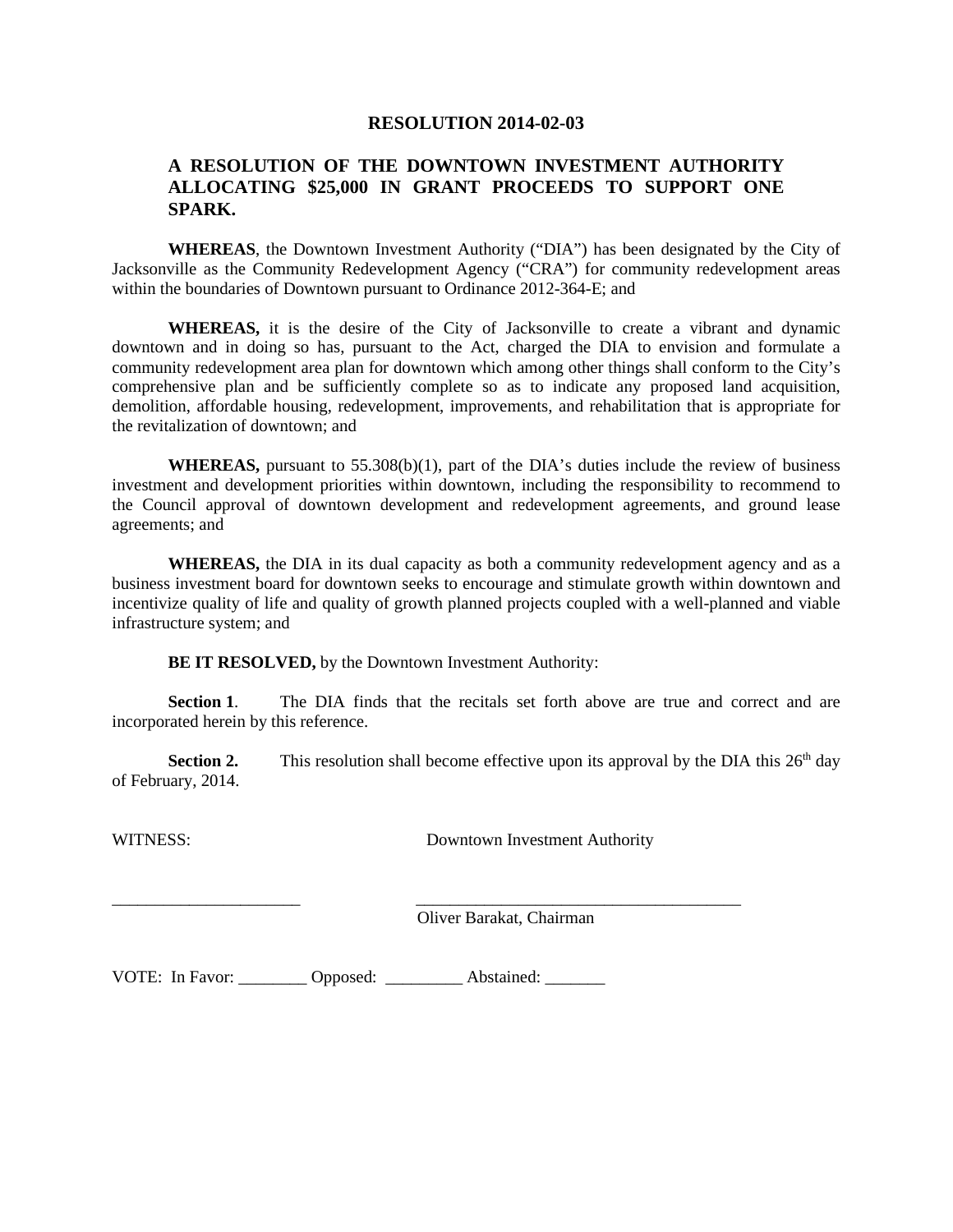**RESOLUTION 2014-02-03**

**A RESOLUTION OF THE DOWNTOWN INVESTMENT AUTHORITY ALLOCATING $25,000 IN GRANT PROCEEDS TO SUPPORT ONE SPARK.**

**WHEREAS**, the Downtown Investment Authority ("DIA") has been designated by the City of Jacksonville as the Community Redevelopment Agency ("CRA") for community redevelopment areas within the boundaries of Downtown pursuant to Ordinance 2012-364-E; and

**WHEREAS,** it is the desire of the City of Jacksonville to create a vibrant and dynamic downtown and in doing so has, pursuant to the Act, charged the DIA to envision and formulate a community redevelopment area plan for downtown which among other things shall conform to the City's comprehensive plan and be sufficiently complete so as to indicate any proposed land acquisition, demolition, affordable housing, redevelopment, improvements, and rehabilitation that is appropriate for the revitalization of downtown; and

**WHEREAS,** pursuant to 55.308(b)(1), part of the DIA's duties include the review of business investment and development priorities within downtown, including the responsibility to recommend to the Council approval of downtown development and redevelopment agreements, and ground lease agreements; and

**WHEREAS,** the DIA in its dual capacity as both a community redevelopment agency and as a business investment board for downtown seeks to encourage and stimulate growth within downtown and incentivize quality of life and quality of growth planned projects coupled with a well-planned and viable infrastructure system; and

**BE IT RESOLVED,** by the Downtown Investment Authority:

**Section 1**. The DIA finds that the recitals set forth above are true and correct and are incorporated herein by this reference.

**Section 2.** This resolution shall become effective upon its approval by the DIA this 26th day of February, 2014.

WITNESS: Downtown Investment Authority

______________________ ________________________________________

Oliver Barakat, Chairman

VOTE: In Favor: ________ Opposed: _________ Abstained: _______